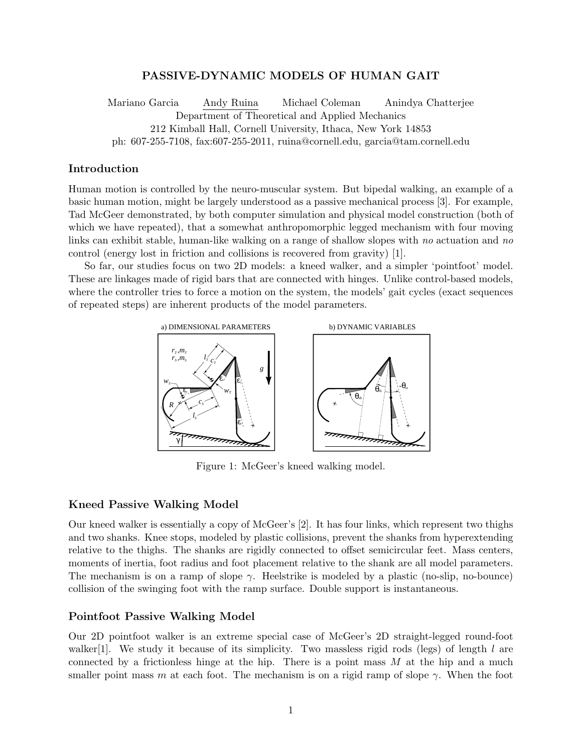# PASSIVE-DYNAMIC MODELS OF HUMAN GAIT

Mariano Garcia  Andy Ruina  Michael Coleman  Anindya Chatterjee

Department of Theoretical and Applied Mechanics
212 Kimball Hall, Cornell University, Ithaca, New York 14853
ph: 607-255-7108, fax:607-255-2011, ruina@cornell.edu, garcia@tam.cornell.edu

## Introduction

Human motion is controlled by the neuro-muscular system. But bipedal walking, an example of a basic human motion, might be largely understood as a passive mechanical process [3]. For example, Tad McGeer demonstrated, by both computer simulation and physical model construction (both of which we have repeated), that a somewhat anthropomorphic legged mechanism with four moving links can exhibit stable, human-like walking on a range of shallow slopes with *no* actuation and *no* control (energy lost in friction and collisions is recovered from gravity) [1].

So far, our studies focus on two 2D models: a kneed walker, and a simpler 'pointfoot' model. These are linkages made of rigid bars that are connected with hinges. Unlike control-based models, where the controller tries to force a motion on the system, the models' gait cycles (exact sequences of repeated steps) are inherent products of the model parameters.

Figure 1: McGeer's kneed walking model.

## Kneed Passive Walking Model

Our kneed walker is essentially a copy of McGeer's [2]. It has four links, which represent two thighs and two shanks. Knee stops, modeled by plastic collisions, prevent the shanks from hyperextending relative to the thighs. The shanks are rigidly connected to offset semicircular feet. Mass centers, moments of inertia, foot radius and foot placement relative to the shank are all model parameters. The mechanism is on a ramp of slope $\gamma$. Heelstrike is modeled by a plastic (no-slip, no-bounce) collision of the swinging foot with the ramp surface. Double support is instantaneous.

## Pointfoot Passive Walking Model

Our 2D pointfoot walker is an extreme special case of McGeer's 2D straight-legged round-foot walker[1]. We study it because of its simplicity. Two massless rigid rods (legs) of length $l$ are connected by a frictionless hinge at the hip. There is a point mass $M$ at the hip and a much smaller point mass $m$ at each foot. The mechanism is on a rigid ramp of slope $\gamma$. When the foot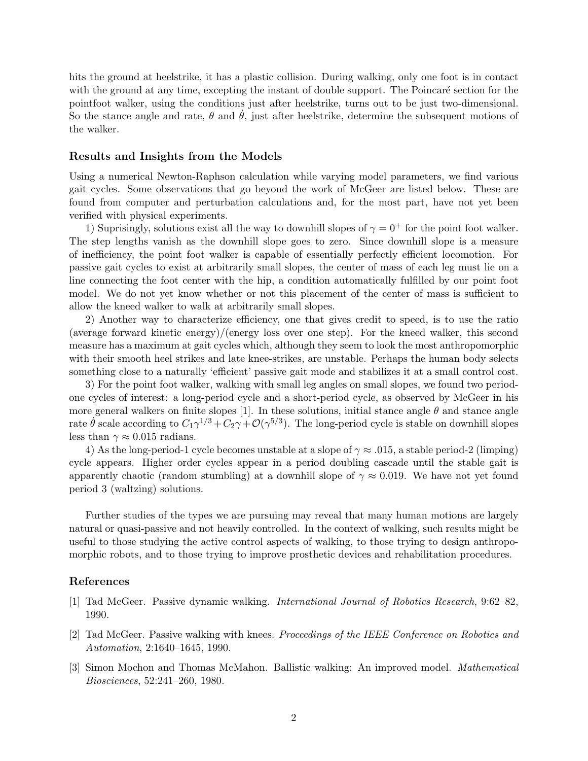hits the ground at heelstrike, it has a plastic collision. During walking, only one foot is in contact with the ground at any time, excepting the instant of double support. The Poincaré section for the pointfoot walker, using the conditions just after heelstrike, turns out to be just two-dimensional. So the stance angle and rate, $\theta$ and $\dot{\theta}$, just after heelstrike, determine the subsequent motions of the walker.

### Results and Insights from the Models

Using a numerical Newton-Raphson calculation while varying model parameters, we find various gait cycles. Some observations that go beyond the work of McGeer are listed below. These are found from computer and perturbation calculations and, for the most part, have not yet been verified with physical experiments.

1) Suprisingly, solutions exist all the way to downhill slopes of $\gamma = 0^+$ for the point foot walker. The step lengths vanish as the downhill slope goes to zero. Since downhill slope is a measure of inefficiency, the point foot walker is capable of essentially perfectly efficient locomotion. For passive gait cycles to exist at arbitrarily small slopes, the center of mass of each leg must lie on a line connecting the foot center with the hip, a condition automatically fulfilled by our point foot model. We do not yet know whether or not this placement of the center of mass is sufficient to allow the kneed walker to walk at arbitrarily small slopes.

2) Another way to characterize efficiency, one that gives credit to speed, is to use the ratio (average forward kinetic energy)/(energy loss over one step). For the kneed walker, this second measure has a maximum at gait cycles which, although they seem to look the most anthropomorphic with their smooth heel strikes and late knee-strikes, are unstable. Perhaps the human body selects something close to a naturally 'efficient' passive gait mode and stabilizes it at a small control cost.

3) For the point foot walker, walking with small leg angles on small slopes, we found two period-one cycles of interest: a long-period cycle and a short-period cycle, as observed by McGeer in his more general walkers on finite slopes [1]. In these solutions, initial stance angle $\theta$ and stance angle rate $\dot{\theta}$ scale according to $C_1\gamma^{1/3} + C_2\gamma + \mathcal{O}(\gamma^{5/3})$. The long-period cycle is stable on downhill slopes less than $\gamma \approx 0.015$ radians.

4) As the long-period-1 cycle becomes unstable at a slope of $\gamma \approx .015$, a stable period-2 (limping) cycle appears. Higher order cycles appear in a period doubling cascade until the stable gait is apparently chaotic (random stumbling) at a downhill slope of $\gamma \approx 0.019$. We have not yet found period 3 (waltzing) solutions.

Further studies of the types we are pursuing may reveal that many human motions are largely natural or quasi-passive and not heavily controlled. In the context of walking, such results might be useful to those studying the active control aspects of walking, to those trying to design anthropomorphic robots, and to those trying to improve prosthetic devices and rehabilitation procedures.

### References

[1] Tad McGeer. Passive dynamic walking. *International Journal of Robotics Research*, 9:62–82, 1990.

[2] Tad McGeer. Passive walking with knees. *Proceedings of the IEEE Conference on Robotics and Automation*, 2:1640–1645, 1990.

[3] Simon Mochon and Thomas McMahon. Ballistic walking: An improved model. *Mathematical Biosciences*, 52:241–260, 1980.